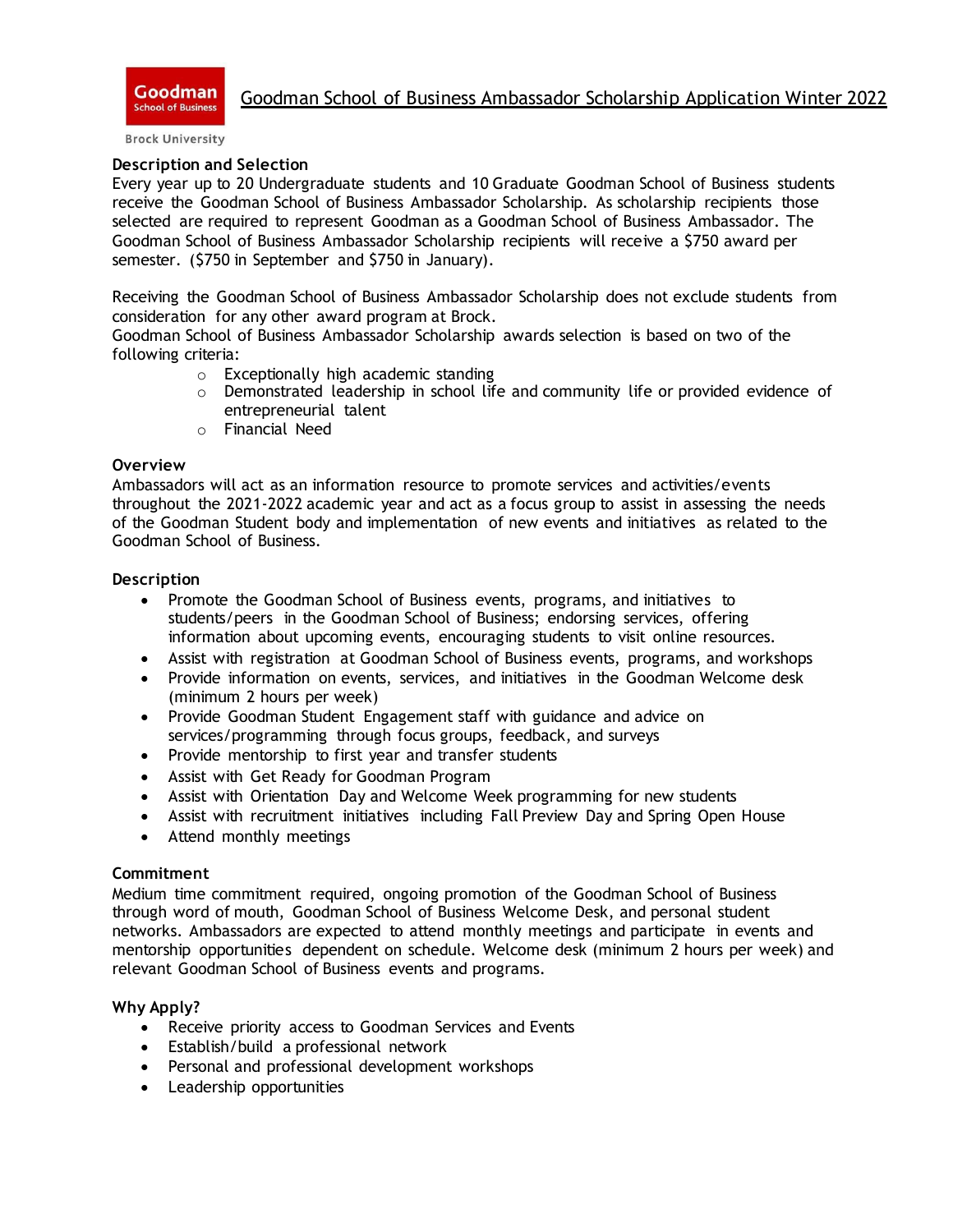Goodman School of Business
Brock University

# Goodman School of Business Ambassador Scholarship Application Winter 2022

**Description and Selection**

Every year up to 20 Undergraduate students and 10 Graduate Goodman School of Business students receive the Goodman School of Business Ambassador Scholarship. As scholarship recipients those selected are required to represent Goodman as a Goodman School of Business Ambassador. The Goodman School of Business Ambassador Scholarship recipients will receive a $750 award per semester. ($750 in September and $750 in January).

Receiving the Goodman School of Business Ambassador Scholarship does not exclude students from consideration for any other award program at Brock.
Goodman School of Business Ambassador Scholarship awards selection is based on two of the following criteria:

- Exceptionally high academic standing
- Demonstrated leadership in school life and community life or provided evidence of entrepreneurial talent
- Financial Need

**Overview**

Ambassadors will act as an information resource to promote services and activities/events throughout the 2021-2022 academic year and act as a focus group to assist in assessing the needs of the Goodman Student body and implementation of new events and initiatives as related to the Goodman School of Business.

**Description**

- Promote the Goodman School of Business events, programs, and initiatives to students/peers in the Goodman School of Business; endorsing services, offering information about upcoming events, encouraging students to visit online resources.
- Assist with registration at Goodman School of Business events, programs, and workshops
- Provide information on events, services, and initiatives in the Goodman Welcome desk (minimum 2 hours per week)
- Provide Goodman Student Engagement staff with guidance and advice on services/programming through focus groups, feedback, and surveys
- Provide mentorship to first year and transfer students
- Assist with Get Ready for Goodman Program
- Assist with Orientation Day and Welcome Week programming for new students
- Assist with recruitment initiatives including Fall Preview Day and Spring Open House
- Attend monthly meetings

**Commitment**

Medium time commitment required, ongoing promotion of the Goodman School of Business through word of mouth, Goodman School of Business Welcome Desk, and personal student networks. Ambassadors are expected to attend monthly meetings and participate in events and mentorship opportunities dependent on schedule. Welcome desk (minimum 2 hours per week) and relevant Goodman School of Business events and programs.

**Why Apply?**

- Receive priority access to Goodman Services and Events
- Establish/build a professional network
- Personal and professional development workshops
- Leadership opportunities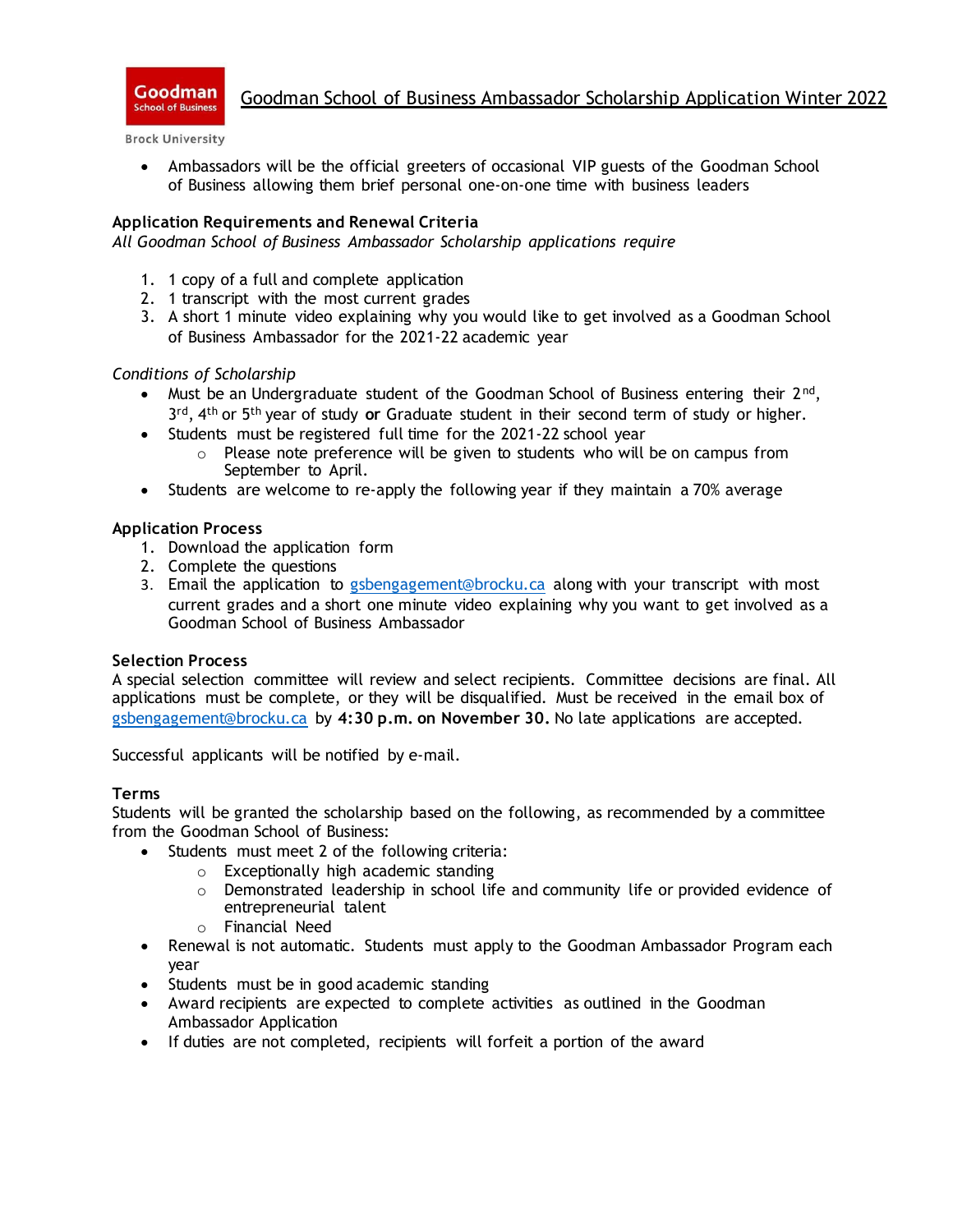- Ambassadors will be the official greeters of occasional VIP guests of the Goodman School of Business allowing them brief personal one-on-one time with business leaders

**Application Requirements and Renewal Criteria**

*All Goodman School of Business Ambassador Scholarship applications require*

1. 1 copy of a full and complete application
2. 1 transcript with the most current grades
3. A short 1 minute video explaining why you would like to get involved as a Goodman School of Business Ambassador for the 2021-22 academic year

*Conditions of Scholarship*

- Must be an Undergraduate student of the Goodman School of Business entering their 2nd, 3rd, 4th or 5th year of study **or** Graduate student in their second term of study or higher.
- Students must be registered full time for the 2021-22 school year
  - Please note preference will be given to students who will be on campus from September to April.
- Students are welcome to re-apply the following year if they maintain a 70% average

**Application Process**

1. Download the application form
2. Complete the questions
3. Email the application to gsbengagement@brocku.ca along with your transcript with most current grades and a short one minute video explaining why you want to get involved as a Goodman School of Business Ambassador

**Selection Process**

A special selection committee will review and select recipients. Committee decisions are final. All applications must be complete, or they will be disqualified. Must be received in the email box of gsbengagement@brocku.ca by **4:30 p.m. on November 30.** No late applications are accepted.

Successful applicants will be notified by e-mail.

**Terms**

Students will be granted the scholarship based on the following, as recommended by a committee from the Goodman School of Business:

- Students must meet 2 of the following criteria:
  - Exceptionally high academic standing
  - Demonstrated leadership in school life and community life or provided evidence of entrepreneurial talent
  - Financial Need
- Renewal is not automatic. Students must apply to the Goodman Ambassador Program each year
- Students must be in good academic standing
- Award recipients are expected to complete activities as outlined in the Goodman Ambassador Application
- If duties are not completed, recipients will forfeit a portion of the award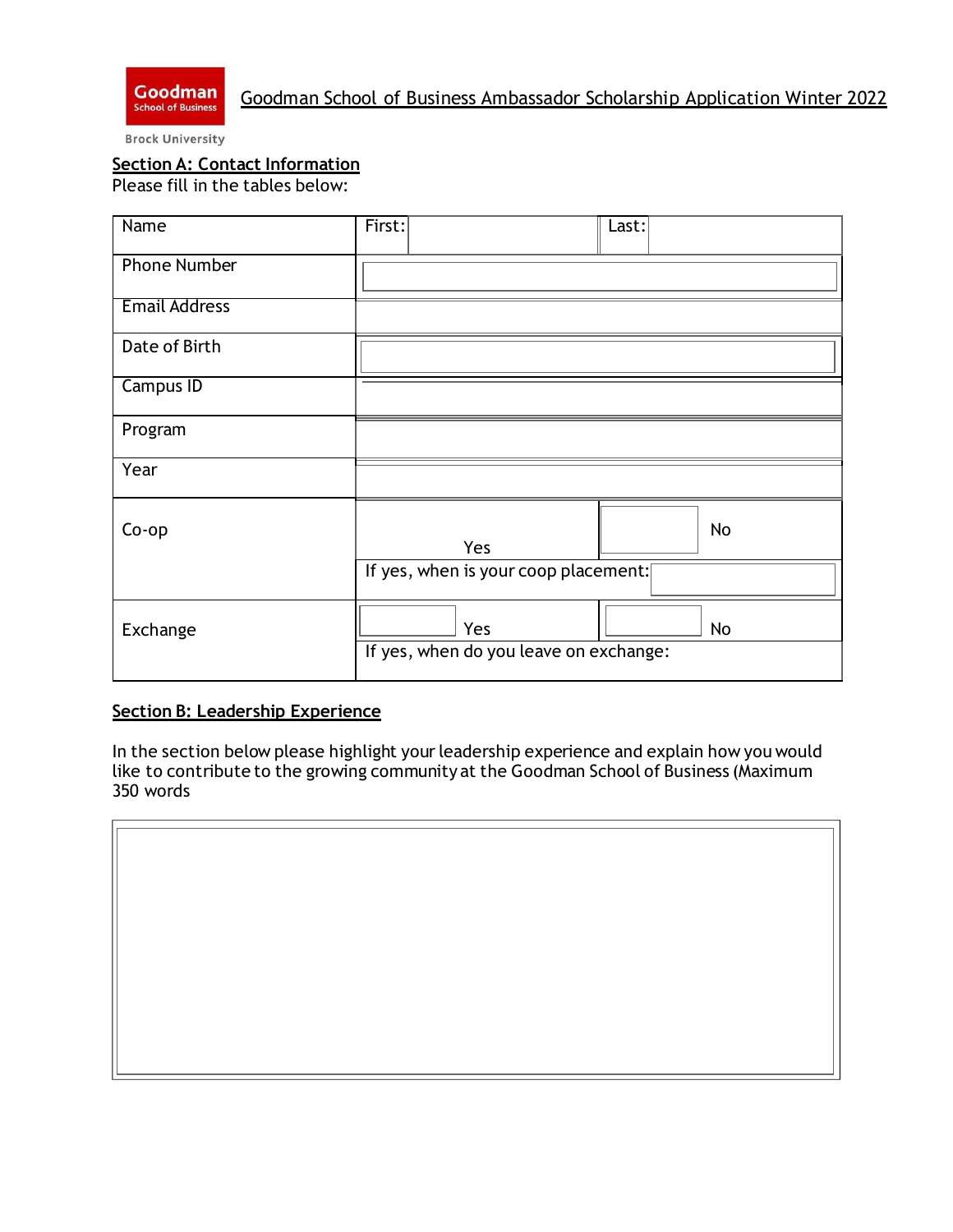Goodman School of Business
Brock University

# Goodman School of Business Ambassador Scholarship Application Winter 2022

## Section A: Contact Information

Please fill in the tables below:

| | | | | |
|---|---|---|---|---|
| Name | First: | | Last: | |
| Phone Number | | | | |
| Email Address | | | | |
| Date of Birth | | | | |
| Campus ID | | | | |
| Program | | | | |
| Year | | | | |
| Co-op | Yes | | No | |
| | If yes, when is your coop placement: | | | |
| Exchange | Yes | | No | |
| | If yes, when do you leave on exchange: | | | |

## Section B: Leadership Experience

In the section below please highlight your leadership experience and explain how you would like to contribute to the growing community at the Goodman School of Business (Maximum 350 words